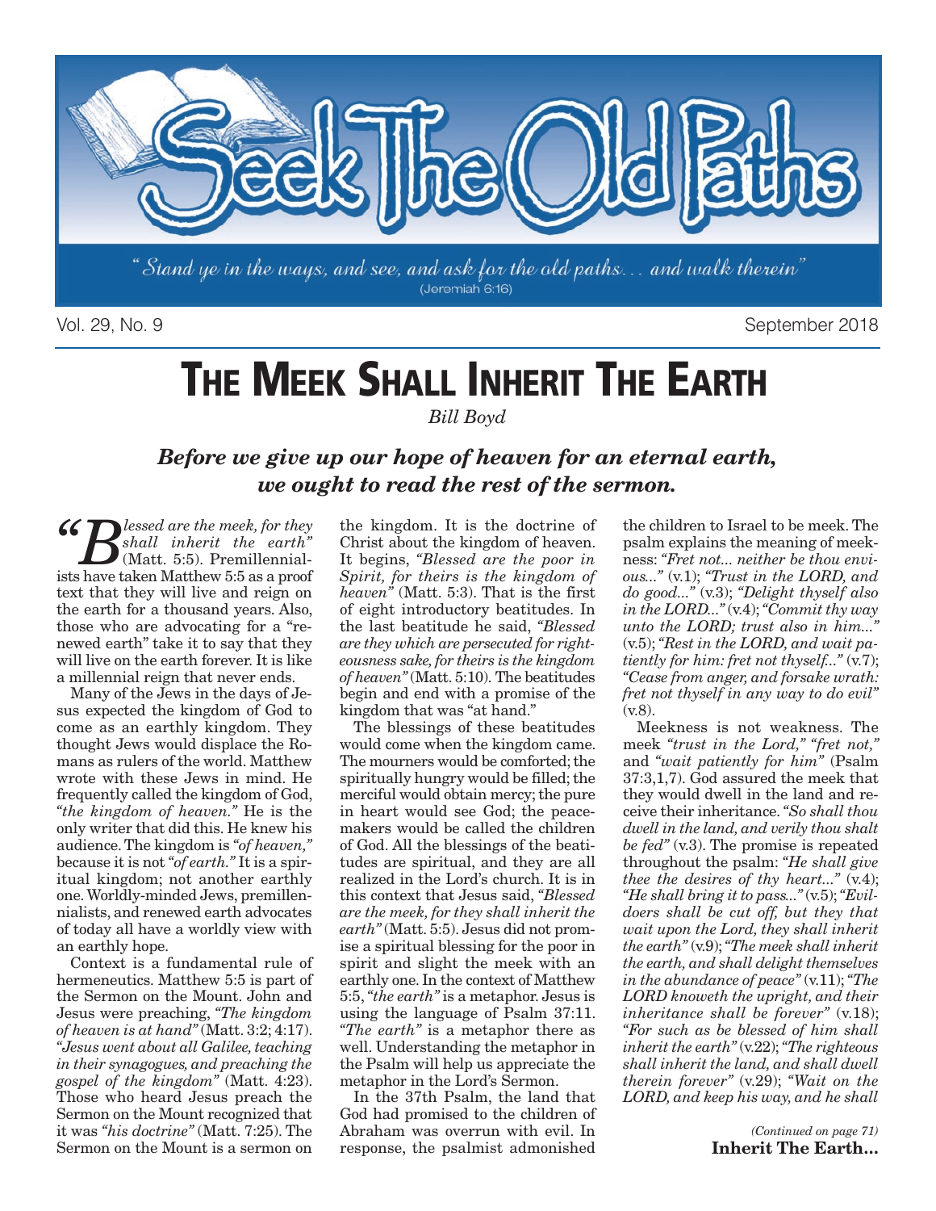# Seek The Old Paths

"Stand ye in the ways, and see, and ask for the old paths... and walk therein" (Jeremiah 6:16)

Vol. 29, No. 9 — September 2018

# The Meek Shall Inherit The Earth

*Bill Boyd*

***Before we give up our hope of heaven for an eternal earth, we ought to read the rest of the sermon.***

*"Blessed are the meek, for they shall inherit the earth"* (Matt. 5:5). Premillennialists have taken Matthew 5:5 as a proof text that they will live and reign on the earth for a thousand years. Also, those who are advocating for a "renewed earth" take it to say that they will live on the earth forever. It is like a millennial reign that never ends.

Many of the Jews in the days of Jesus expected the kingdom of God to come as an earthly kingdom. They thought Jews would displace the Romans as rulers of the world. Matthew wrote with these Jews in mind. He frequently called the kingdom of God, *"the kingdom of heaven."* He is the only writer that did this. He knew his audience. The kingdom is *"of heaven,"* because it is not *"of earth."* It is a spiritual kingdom; not another earthly one. Worldly-minded Jews, premillennialists, and renewed earth advocates of today all have a worldly view with an earthly hope.

Context is a fundamental rule of hermeneutics. Matthew 5:5 is part of the Sermon on the Mount. John and Jesus were preaching, *"The kingdom of heaven is at hand"* (Matt. 3:2; 4:17). *"Jesus went about all Galilee, teaching in their synagogues, and preaching the gospel of the kingdom"* (Matt. 4:23). Those who heard Jesus preach the Sermon on the Mount recognized that it was *"his doctrine"* (Matt. 7:25). The Sermon on the Mount is a sermon on the kingdom. It is the doctrine of Christ about the kingdom of heaven. It begins, *"Blessed are the poor in Spirit, for theirs is the kingdom of heaven"* (Matt. 5:3). That is the first of eight introductory beatitudes. In the last beatitude he said, *"Blessed are they which are persecuted for righteousness sake, for theirs is the kingdom of heaven"* (Matt. 5:10). The beatitudes begin and end with a promise of the kingdom that was "at hand."

The blessings of these beatitudes would come when the kingdom came. The mourners would be comforted; the spiritually hungry would be filled; the merciful would obtain mercy; the pure in heart would see God; the peacemakers would be called the children of God. All the blessings of the beatitudes are spiritual, and they are all realized in the Lord's church. It is in this context that Jesus said, *"Blessed are the meek, for they shall inherit the earth"* (Matt. 5:5). Jesus did not promise a spiritual blessing for the poor in spirit and slight the meek with an earthly one. In the context of Matthew 5:5, *"the earth"* is a metaphor. Jesus is using the language of Psalm 37:11. *"The earth"* is a metaphor there as well. Understanding the metaphor in the Psalm will help us appreciate the metaphor in the Lord's Sermon.

In the 37th Psalm, the land that God had promised to the children of Abraham was overrun with evil. In response, the psalmist admonished the children to Israel to be meek. The psalm explains the meaning of meekness: *"Fret not... neither be thou envious..."* (v.1); *"Trust in the LORD, and do good..."* (v.3); *"Delight thyself also in the LORD..."* (v.4); *"Commit thy way unto the LORD; trust also in him..."* (v.5); *"Rest in the LORD, and wait patiently for him: fret not thyself..."* (v.7); *"Cease from anger, and forsake wrath: fret not thyself in any way to do evil"* (v.8).

Meekness is not weakness. The meek *"trust in the Lord," "fret not,"* and *"wait patiently for him"* (Psalm 37:3,1,7). God assured the meek that they would dwell in the land and receive their inheritance. *"So shall thou dwell in the land, and verily thou shalt be fed"* (v.3). The promise is repeated throughout the psalm: *"He shall give thee the desires of thy heart..."* (v.4); *"He shall bring it to pass..."* (v.5); *"Evildoers shall be cut off, but they that wait upon the Lord, they shall inherit the earth"* (v.9); *"The meek shall inherit the earth, and shall delight themselves in the abundance of peace"* (v.11); *"The LORD knoweth the upright, and their inheritance shall be forever"* (v.18); *"For such as be blessed of him shall inherit the earth"* (v.22); *"The righteous shall inherit the land, and shall dwell therein forever"* (v.29); *"Wait on the LORD, and keep his way, and he shall*

*(Continued on page 71)*
**Inherit The Earth...**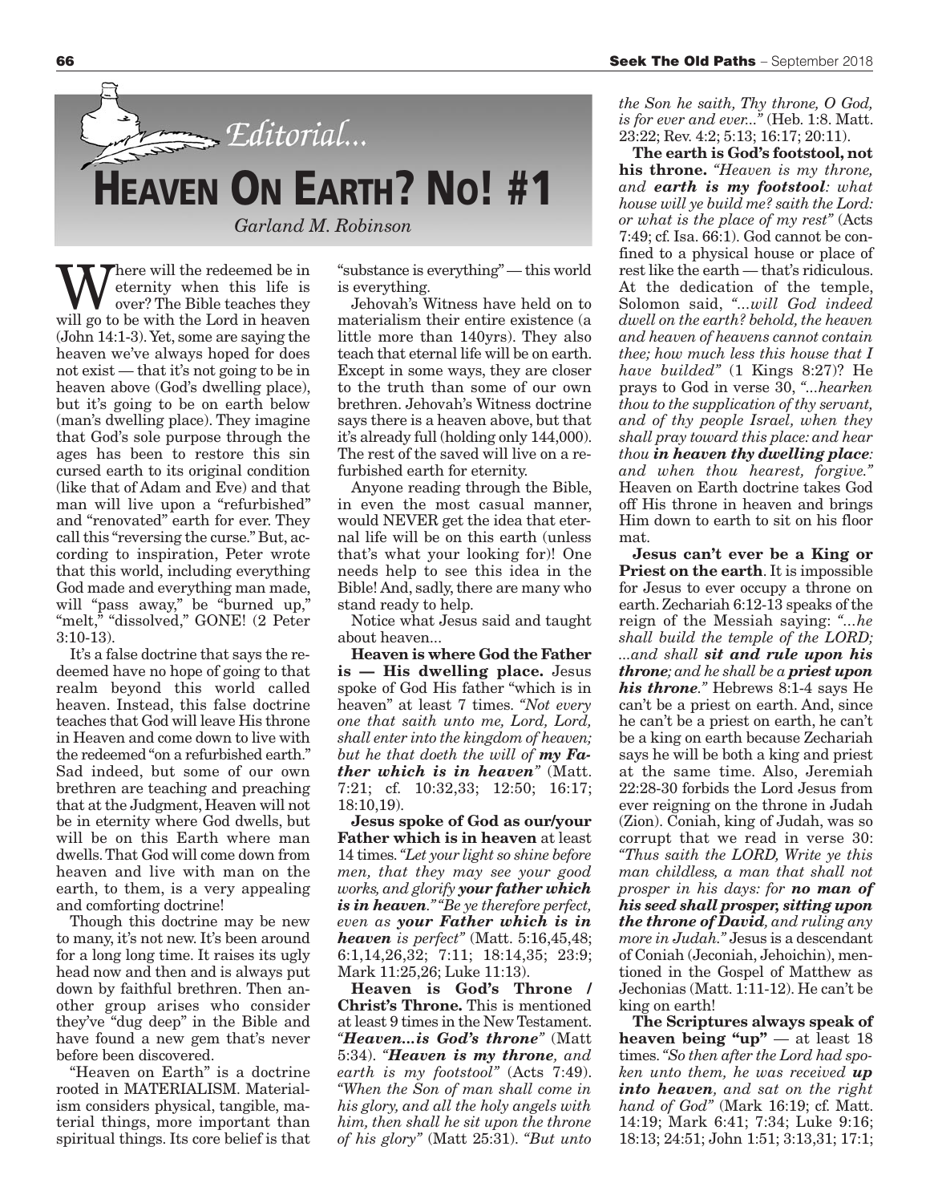*Editorial...*

# Heaven On Earth? No! #1

*Garland M. Robinson*

Where will the redeemed be in eternity when this life is over? The Bible teaches they will go to be with the Lord in heaven (John 14:1-3). Yet, some are saying the heaven we've always hoped for does not exist — that it's not going to be in heaven above (God's dwelling place), but it's going to be on earth below (man's dwelling place). They imagine that God's sole purpose through the ages has been to restore this sin cursed earth to its original condition (like that of Adam and Eve) and that man will live upon a "refurbished" and "renovated" earth for ever. They call this "reversing the curse." But, according to inspiration, Peter wrote that this world, including everything God made and everything man made, will "pass away," be "burned up," "melt," "dissolved," GONE! (2 Peter 3:10-13).

It's a false doctrine that says the redeemed have no hope of going to that realm beyond this world called heaven. Instead, this false doctrine teaches that God will leave His throne in Heaven and come down to live with the redeemed "on a refurbished earth." Sad indeed, but some of our own brethren are teaching and preaching that at the Judgment, Heaven will not be in eternity where God dwells, but will be on this Earth where man dwells. That God will come down from heaven and live with man on the earth, to them, is a very appealing and comforting doctrine!

Though this doctrine may be new to many, it's not new. It's been around for a long long time. It raises its ugly head now and then and is always put down by faithful brethren. Then another group arises who consider they've "dug deep" in the Bible and have found a new gem that's never before been discovered.

"Heaven on Earth" is a doctrine rooted in MATERIALISM. Materialism considers physical, tangible, material things, more important than spiritual things. Its core belief is that "substance is everything" — this world is everything.

Jehovah's Witness have held on to materialism their entire existence (a little more than 140yrs). They also teach that eternal life will be on earth. Except in some ways, they are closer to the truth than some of our own brethren. Jehovah's Witness doctrine says there is a heaven above, but that it's already full (holding only 144,000). The rest of the saved will live on a refurbished earth for eternity.

Anyone reading through the Bible, in even the most casual manner, would NEVER get the idea that eternal life will be on this earth (unless that's what your looking for)! One needs help to see this idea in the Bible! And, sadly, there are many who stand ready to help.

Notice what Jesus said and taught about heaven...

**Heaven is where God the Father is — His dwelling place.** Jesus spoke of God His father "which is in heaven" at least 7 times. *"Not every one that saith unto me, Lord, Lord, shall enter into the kingdom of heaven; but he that doeth the will of **my Father which is in heaven**"* (Matt. 7:21; cf. 10:32,33; 12:50; 16:17; 18:10,19).

**Jesus spoke of God as our/your Father which is in heaven** at least 14 times. *"Let your light so shine before men, that they may see your good works, and glorify **your father which is in heaven**." "Be ye therefore perfect, even as **your Father which is in heaven** is perfect"* (Matt. 5:16,45,48; 6:1,14,26,32; 7:11; 18:14,35; 23:9; Mark 11:25,26; Luke 11:13).

**Heaven is God's Throne / Christ's Throne.** This is mentioned at least 9 times in the New Testament. *"**Heaven...is God's throne**"* (Matt 5:34). *"**Heaven is my throne**, and earth is my footstool"* (Acts 7:49). *"When the Son of man shall come in his glory, and all the holy angels with him, then shall he sit upon the throne of his glory"* (Matt 25:31). *"But unto the Son he saith, Thy throne, O God, is for ever and ever..."* (Heb. 1:8. Matt. 23:22; Rev. 4:2; 5:13; 16:17; 20:11).

**The earth is God's footstool, not his throne.** *"Heaven is my throne, and **earth is my footstool**: what house will ye build me? saith the Lord: or what is the place of my rest"* (Acts 7:49; cf. Isa. 66:1). God cannot be confined to a physical house or place of rest like the earth — that's ridiculous. At the dedication of the temple, Solomon said, *"...will God indeed dwell on the earth? behold, the heaven and heaven of heavens cannot contain thee; how much less this house that I have builded"* (1 Kings 8:27)? He prays to God in verse 30, *"...hearken thou to the supplication of thy servant, and of thy people Israel, when they shall pray toward this place: and hear thou **in heaven thy dwelling place**: and when thou hearest, forgive."* Heaven on Earth doctrine takes God off His throne in heaven and brings Him down to earth to sit on his floor mat.

**Jesus can't ever be a King or Priest on the earth**. It is impossible for Jesus to ever occupy a throne on earth. Zechariah 6:12-13 speaks of the reign of the Messiah saying: *"...he shall build the temple of the LORD; ...and shall **sit and rule upon his throne**; and he shall be a **priest upon his throne**."* Hebrews 8:1-4 says He can't be a priest on earth. And, since he can't be a priest on earth, he can't be a king on earth because Zechariah says he will be both a king and priest at the same time. Also, Jeremiah 22:28-30 forbids the Lord Jesus from ever reigning on the throne in Judah (Zion). Coniah, king of Judah, was so corrupt that we read in verse 30: *"Thus saith the LORD, Write ye this man childless, a man that shall not prosper in his days: for **no man of his seed shall prosper, sitting upon the throne of David**, and ruling any more in Judah."* Jesus is a descendant of Coniah (Jeconiah, Jehoichin), mentioned in the Gospel of Matthew as Jechonias (Matt. 1:11-12). He can't be king on earth!

**The Scriptures always speak of heaven being "up"** — at least 18 times. *"So then after the Lord had spoken unto them, he was received **up into heaven**, and sat on the right hand of God"* (Mark 16:19; cf. Matt. 14:19; Mark 6:41; 7:34; Luke 9:16; 18:13; 24:51; John 1:51; 3:13,31; 17:1;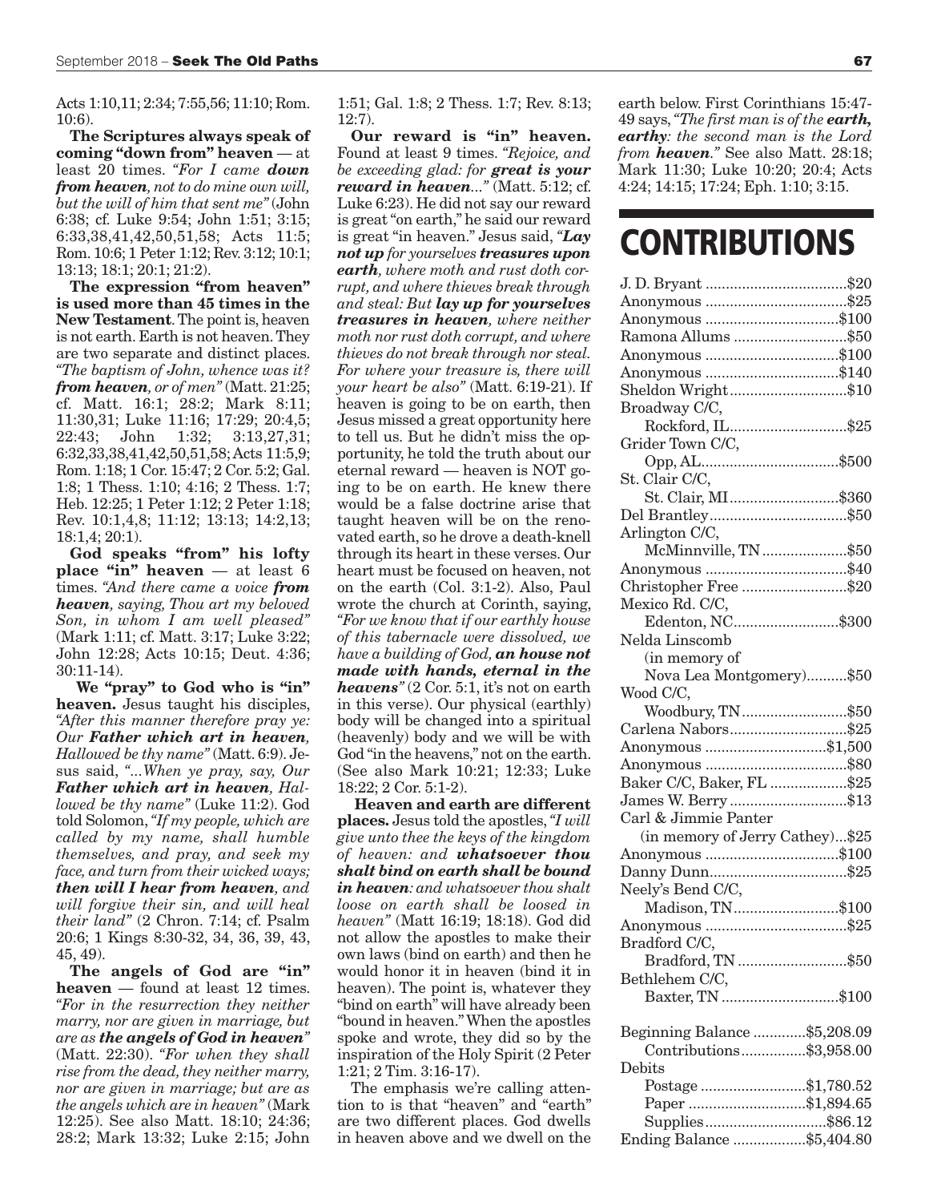Acts 1:10,11; 2:34; 7:55,56; 11:10; Rom. 10:6).

**The Scriptures always speak of coming "down from" heaven** — at least 20 times. *"For I came **down from heaven**, not to do mine own will, but the will of him that sent me"* (John 6:38; cf. Luke 9:54; John 1:51; 3:15; 6:33,38,41,42,50,51,58; Acts 11:5; Rom. 10:6; 1 Peter 1:12; Rev. 3:12; 10:1; 13:13; 18:1; 20:1; 21:2).

**The expression "from heaven" is used more than 45 times in the New Testament**. The point is, heaven is not earth. Earth is not heaven. They are two separate and distinct places. *"The baptism of John, whence was it? **from heaven**, or of men"* (Matt. 21:25; cf. Matt. 16:1; 28:2; Mark 8:11; 11:30,31; Luke 11:16; 17:29; 20:4,5; 22:43; John 1:32; 3:13,27,31; 6:32,33,38,41,42,50,51,58; Acts 11:5,9; Rom. 1:18; 1 Cor. 15:47; 2 Cor. 5:2; Gal. 1:8; 1 Thess. 1:10; 4:16; 2 Thess. 1:7; Heb. 12:25; 1 Peter 1:12; 2 Peter 1:18; Rev. 10:1,4,8; 11:12; 13:13; 14:2,13; 18:1,4; 20:1).

**God speaks "from" his lofty place "in" heaven** — at least 6 times. *"And there came a voice **from heaven**, saying, Thou art my beloved Son, in whom I am well pleased"* (Mark 1:11; cf. Matt. 3:17; Luke 3:22; John 12:28; Acts 10:15; Deut. 4:36; 30:11-14).

**We "pray" to God who is "in" heaven.** Jesus taught his disciples, *"After this manner therefore pray ye: Our **Father which art in heaven**, Hallowed be thy name"* (Matt. 6:9). Jesus said, *"...When ye pray, say, Our **Father which art in heaven**, Hallowed be thy name"* (Luke 11:2). God told Solomon, *"If my people, which are called by my name, shall humble themselves, and pray, and seek my face, and turn from their wicked ways; **then will I hear from heaven**, and will forgive their sin, and will heal their land"* (2 Chron. 7:14; cf. Psalm 20:6; 1 Kings 8:30-32, 34, 36, 39, 43, 45, 49).

**The angels of God are "in" heaven** — found at least 12 times. *"For in the resurrection they neither marry, nor are given in marriage, but are as **the angels of God in heaven**"* (Matt. 22:30). *"For when they shall rise from the dead, they neither marry, nor are given in marriage; but are as the angels which are in heaven"* (Mark 12:25). See also Matt. 18:10; 24:36; 28:2; Mark 13:32; Luke 2:15; John 1:51; Gal. 1:8; 2 Thess. 1:7; Rev. 8:13; 12:7).

**Our reward is "in" heaven.** Found at least 9 times. *"Rejoice, and be exceeding glad: for **great is your reward in heaven**..."* (Matt. 5:12; cf. Luke 6:23). He did not say our reward is great "on earth," he said our reward is great "in heaven." Jesus said, *"**Lay not up** for yourselves **treasures upon earth**, where moth and rust doth corrupt, and where thieves break through and steal: But **lay up for yourselves treasures in heaven**, where neither moth nor rust doth corrupt, and where thieves do not break through nor steal. For where your treasure is, there will your heart be also"* (Matt. 6:19-21). If heaven is going to be on earth, then Jesus missed a great opportunity here to tell us. But he didn't miss the opportunity, he told the truth about our eternal reward — heaven is NOT going to be on earth. He knew there would be a false doctrine arise that taught heaven will be on the renovated earth, so he drove a death-knell through its heart in these verses. Our heart must be focused on heaven, not on the earth (Col. 3:1-2). Also, Paul wrote the church at Corinth, saying, *"For we know that if our earthly house of this tabernacle were dissolved, we have a building of God, **an house not made with hands, eternal in the heavens**"* (2 Cor. 5:1, it's not on earth in this verse). Our physical (earthly) body will be changed into a spiritual (heavenly) body and we will be with God "in the heavens," not on the earth. (See also Mark 10:21; 12:33; Luke 18:22; 2 Cor. 5:1-2).

**Heaven and earth are different places.** Jesus told the apostles, *"I will give unto thee the keys of the kingdom of heaven: and **whatsoever thou shalt bind on earth shall be bound in heaven**: and whatsoever thou shalt loose on earth shall be loosed in heaven"* (Matt 16:19; 18:18). God did not allow the apostles to make their own laws (bind on earth) and then he would honor it in heaven (bind it in heaven). The point is, whatever they "bind on earth" will have already been "bound in heaven." When the apostles spoke and wrote, they did so by the inspiration of the Holy Spirit (2 Peter 1:21; 2 Tim. 3:16-17).

The emphasis we're calling attention to is that "heaven" and "earth" are two different places. God dwells in heaven above and we dwell on the earth below. First Corinthians 15:47-49 says, *"The first man is of the **earth, earthy**: the second man is the Lord from **heaven**."* See also Matt. 28:18; Mark 11:30; Luke 10:20; 20:4; Acts 4:24; 14:15; 17:24; Eph. 1:10; 3:15.

# CONTRIBUTIONS

| | |
|---|---|
| J. D. Bryant | $20 |
| Anonymous | $25 |
| Anonymous | $100 |
| Ramona Allums | $50 |
| Anonymous | $100 |
| Anonymous | $140 |
| Sheldon Wright | $10 |
| Broadway C/C, Rockford, IL | $25 |
| Grider Town C/C, Opp, AL | $500 |
| St. Clair C/C, St. Clair, MI | $360 |
| Del Brantley | $50 |
| Arlington C/C, McMinnville, TN | $50 |
| Anonymous | $40 |
| Christopher Free | $20 |
| Mexico Rd. C/C, Edenton, NC | $300 |
| Nelda Linscomb (in memory of Nova Lea Montgomery) | $50 |
| Wood C/C, Woodbury, TN | $50 |
| Carlena Nabors | $25 |
| Anonymous | $1,500 |
| Anonymous | $80 |
| Baker C/C, Baker, FL | $25 |
| James W. Berry | $13 |
| Carl & Jimmie Panter (in memory of Jerry Cathey) | $25 |
| Anonymous | $100 |
| Danny Dunn | $25 |
| Neely's Bend C/C, Madison, TN | $100 |
| Anonymous | $25 |
| Bradford C/C, Bradford, TN | $50 |
| Bethlehem C/C, Baxter, TN | $100 |

| | |
|---|---|
| Beginning Balance | $5,208.09 |
| Contributions | $3,958.00 |
| Debits | |
| Postage | $1,780.52 |
| Paper | $1,894.65 |
| Supplies | $86.12 |
| Ending Balance | $5,404.80 |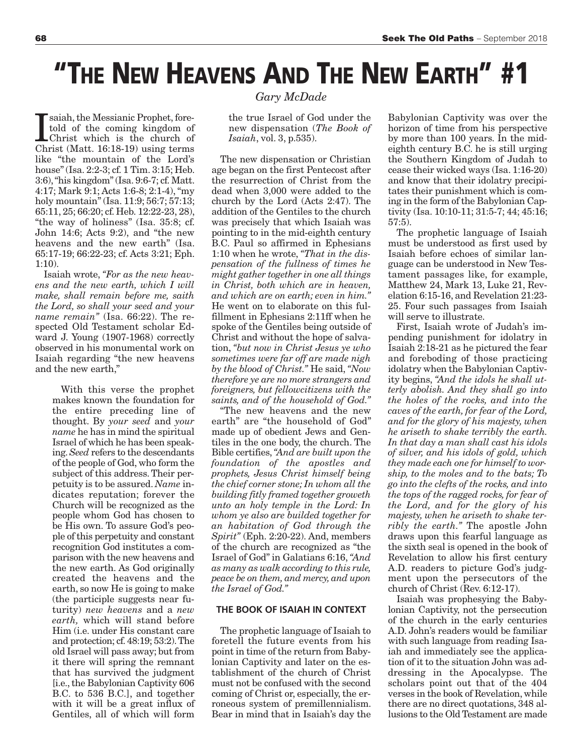# "The New Heavens And The New Earth" #1

*Gary McDade*

Isaiah, the Messianic Prophet, foretold of the coming kingdom of Christ which is the church of Christ (Matt. 16:18-19) using terms like "the mountain of the Lord's house" (Isa. 2:2-3; cf. 1 Tim. 3:15; Heb. 3:6), "his kingdom" (Isa. 9:6-7; cf. Matt. 4:17; Mark 9:1; Acts 1:6-8; 2:1-4), "my holy mountain" (Isa. 11:9; 56:7; 57:13; 65:11, 25; 66:20; cf. Heb. 12:22-23, 28), "the way of holiness" (Isa. 35:8; cf. John 14:6; Acts 9:2), and "the new heavens and the new earth" (Isa. 65:17-19; 66:22-23; cf. Acts 3:21; Eph. 1:10).

Isaiah wrote, *"For as the new heavens and the new earth, which I will make, shall remain before me, saith the Lord, so shall your seed and your name remain"* (Isa. 66:22). The respected Old Testament scholar Edward J. Young (1907-1968) correctly observed in his monumental work on Isaiah regarding "the new heavens and the new earth,"

> With this verse the prophet makes known the foundation for the entire preceding line of thought. By *your seed* and *your name* he has in mind the spiritual Israel of which he has been speaking. *Seed* refers to the descendants of the people of God, who form the subject of this address. Their perpetuity is to be assured. *Name* indicates reputation; forever the Church will be recognized as the people whom God has chosen to be His own. To assure God's people of this perpetuity and constant recognition God institutes a comparison with the new heavens and the new earth. As God originally created the heavens and the earth, so now He is going to make (the participle suggests near futurity) *new heavens* and a *new earth,* which will stand before Him (i.e. under His constant care and protection; cf. 48:19; 53:2). The old Israel will pass away; but from it there will spring the remnant that has survived the judgment [i.e., the Babylonian Captivity 606 B.C. to 536 B.C.], and together with it will be a great influx of Gentiles, all of which will form the true Israel of God under the new dispensation (*The Book of Isaiah*, vol. 3, p.535).

The new dispensation or Christian age began on the first Pentecost after the resurrection of Christ from the dead when 3,000 were added to the church by the Lord (Acts 2:47). The addition of the Gentiles to the church was precisely that which Isaiah was pointing to in the mid-eighth century B.C. Paul so affirmed in Ephesians 1:10 when he wrote, *"That in the dispensation of the fullness of times he might gather together in one all things in Christ, both which are in heaven, and which are on earth; even in him."* He went on to elaborate on this fulfillment in Ephesians 2:11ff when he spoke of the Gentiles being outside of Christ and without the hope of salvation, *"but now in Christ Jesus ye who sometimes were far off are made nigh by the blood of Christ."* He said, *"Now therefore ye are no more strangers and foreigners, but fellowcitizens with the saints, and of the household of God."*

"The new heavens and the new earth" are "the household of God" made up of obedient Jews and Gentiles in the one body, the church. The Bible certifies, *"And are built upon the foundation of the apostles and prophets, Jesus Christ himself being the chief corner stone; In whom all the building fitly framed together groweth unto an holy temple in the Lord: In whom ye also are builded together for an habitation of God through the Spirit"* (Eph. 2:20-22). And, members of the church are recognized as "the Israel of God" in Galatians 6:16, *"And as many as walk according to this rule, peace be on them, and mercy, and upon the Israel of God."*

## THE BOOK OF ISAIAH IN CONTEXT

The prophetic language of Isaiah to foretell the future events from his point in time of the return from Babylonian Captivity and later on the establishment of the church of Christ must not be confused with the second coming of Christ or, especially, the erroneous system of premillennialism. Bear in mind that in Isaiah's day the Babylonian Captivity was over the horizon of time from his perspective by more than 100 years. In the mid-eighth century B.C. he is still urging the Southern Kingdom of Judah to cease their wicked ways (Isa. 1:16-20) and know that their idolatry precipitates their punishment which is coming in the form of the Babylonian Captivity (Isa. 10:10-11; 31:5-7; 44; 45:16; 57:5).

The prophetic language of Isaiah must be understood as first used by Isaiah before echoes of similar language can be understood in New Testament passages like, for example, Matthew 24, Mark 13, Luke 21, Revelation 6:15-16, and Revelation 21:23-25. Four such passages from Isaiah will serve to illustrate.

First, Isaiah wrote of Judah's impending punishment for idolatry in Isaiah 2:18-21 as he pictured the fear and foreboding of those practicing idolatry when the Babylonian Captivity begins, *"And the idols he shall utterly abolish. And they shall go into the holes of the rocks, and into the caves of the earth, for fear of the Lord, and for the glory of his majesty, when he ariseth to shake terribly the earth. In that day a man shall cast his idols of silver, and his idols of gold, which they made each one for himself to worship, to the moles and to the bats; To go into the clefts of the rocks, and into the tops of the ragged rocks, for fear of the Lord, and for the glory of his majesty, when he ariseth to shake terribly the earth."* The apostle John draws upon this fearful language as the sixth seal is opened in the book of Revelation to allow his first century A.D. readers to picture God's judgment upon the persecutors of the church of Christ (Rev. 6:12-17).

Isaiah was prophesying the Babylonian Captivity, not the persecution of the church in the early centuries A.D. John's readers would be familiar with such language from reading Isaiah and immediately see the application of it to the situation John was addressing in the Apocalypse. The scholars point out that of the 404 verses in the book of Revelation, while there are no direct quotations, 348 allusions to the Old Testament are made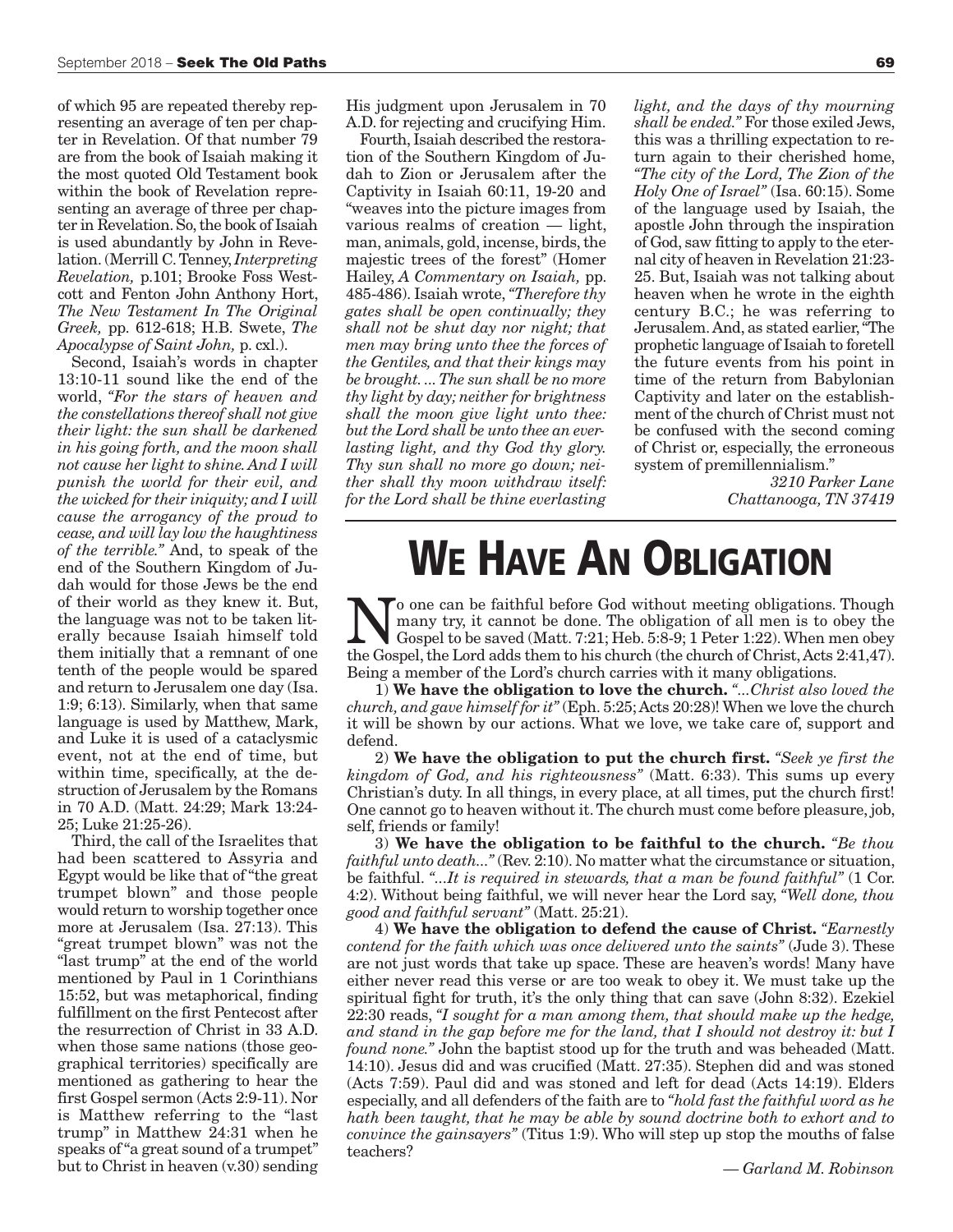of which 95 are repeated thereby representing an average of ten per chapter in Revelation. Of that number 79 are from the book of Isaiah making it the most quoted Old Testament book within the book of Revelation representing an average of three per chapter in Revelation. So, the book of Isaiah is used abundantly by John in Revelation. (Merrill C. Tenney, *Interpreting Revelation,* p.101; Brooke Foss Westcott and Fenton John Anthony Hort, *The New Testament In The Original Greek,* pp. 612-618; H.B. Swete, *The Apocalypse of Saint John,* p. cxl.).

Second, Isaiah's words in chapter 13:10-11 sound like the end of the world, *"For the stars of heaven and the constellations thereof shall not give their light: the sun shall be darkened in his going forth, and the moon shall not cause her light to shine. And I will punish the world for their evil, and the wicked for their iniquity; and I will cause the arrogancy of the proud to cease, and will lay low the haughtiness of the terrible."* And, to speak of the end of the Southern Kingdom of Judah would for those Jews be the end of their world as they knew it. But, the language was not to be taken literally because Isaiah himself told them initially that a remnant of one tenth of the people would be spared and return to Jerusalem one day (Isa. 1:9; 6:13). Similarly, when that same language is used by Matthew, Mark, and Luke it is used of a cataclysmic event, not at the end of time, but within time, specifically, at the destruction of Jerusalem by the Romans in 70 A.D. (Matt. 24:29; Mark 13:24-25; Luke 21:25-26).

Third, the call of the Israelites that had been scattered to Assyria and Egypt would be like that of "the great trumpet blown" and those people would return to worship together once more at Jerusalem (Isa. 27:13). This "great trumpet blown" was not the "last trump" at the end of the world mentioned by Paul in 1 Corinthians 15:52, but was metaphorical, finding fulfillment on the first Pentecost after the resurrection of Christ in 33 A.D. when those same nations (those geographical territories) specifically are mentioned as gathering to hear the first Gospel sermon (Acts 2:9-11). Nor is Matthew referring to the "last trump" in Matthew 24:31 when he speaks of "a great sound of a trumpet" but to Christ in heaven (v.30) sending His judgment upon Jerusalem in 70 A.D. for rejecting and crucifying Him.

Fourth, Isaiah described the restoration of the Southern Kingdom of Judah to Zion or Jerusalem after the Captivity in Isaiah 60:11, 19-20 and "weaves into the picture images from various realms of creation — light, man, animals, gold, incense, birds, the majestic trees of the forest" (Homer Hailey, *A Commentary on Isaiah,* pp. 485-486). Isaiah wrote, *"Therefore thy gates shall be open continually; they shall not be shut day nor night; that men may bring unto thee the forces of the Gentiles, and that their kings may be brought. ... The sun shall be no more thy light by day; neither for brightness shall the moon give light unto thee: but the Lord shall be unto thee an everlasting light, and thy God thy glory. Thy sun shall no more go down; neither shall thy moon withdraw itself: for the Lord shall be thine everlasting light, and the days of thy mourning shall be ended."* For those exiled Jews, this was a thrilling expectation to return again to their cherished home, *"The city of the Lord, The Zion of the Holy One of Israel"* (Isa. 60:15). Some of the language used by Isaiah, the apostle John through the inspiration of God, saw fitting to apply to the eternal city of heaven in Revelation 21:23-25. But, Isaiah was not talking about heaven when he wrote in the eighth century B.C.; he was referring to Jerusalem. And, as stated earlier, "The prophetic language of Isaiah to foretell the future events from his point in time of the return from Babylonian Captivity and later on the establishment of the church of Christ must not be confused with the second coming of Christ or, especially, the erroneous system of premillennialism."

*3210 Parker Lane*
*Chattanooga, TN 37419*

# We Have An Obligation

No one can be faithful before God without meeting obligations. Though many try, it cannot be done. The obligation of all men is to obey the Gospel to be saved (Matt. 7:21; Heb. 5:8-9; 1 Peter 1:22). When men obey the Gospel, the Lord adds them to his church (the church of Christ, Acts 2:41,47). Being a member of the Lord's church carries with it many obligations.

1) **We have the obligation to love the church.** *"...Christ also loved the church, and gave himself for it"* (Eph. 5:25; Acts 20:28)! When we love the church it will be shown by our actions. What we love, we take care of, support and defend.

2) **We have the obligation to put the church first.** *"Seek ye first the kingdom of God, and his righteousness"* (Matt. 6:33). This sums up every Christian's duty. In all things, in every place, at all times, put the church first! One cannot go to heaven without it. The church must come before pleasure, job, self, friends or family!

3) **We have the obligation to be faithful to the church.** *"Be thou faithful unto death..."* (Rev. 2:10). No matter what the circumstance or situation, be faithful. *"...It is required in stewards, that a man be found faithful"* (1 Cor. 4:2). Without being faithful, we will never hear the Lord say, *"Well done, thou good and faithful servant"* (Matt. 25:21).

4) **We have the obligation to defend the cause of Christ.** *"Earnestly contend for the faith which was once delivered unto the saints"* (Jude 3). These are not just words that take up space. These are heaven's words! Many have either never read this verse or are too weak to obey it. We must take up the spiritual fight for truth, it's the only thing that can save (John 8:32). Ezekiel 22:30 reads, *"I sought for a man among them, that should make up the hedge, and stand in the gap before me for the land, that I should not destroy it: but I found none."* John the baptist stood up for the truth and was beheaded (Matt. 14:10). Jesus did and was crucified (Matt. 27:35). Stephen did and was stoned (Acts 7:59). Paul did and was stoned and left for dead (Acts 14:19). Elders especially, and all defenders of the faith are to *"hold fast the faithful word as he hath been taught, that he may be able by sound doctrine both to exhort and to convince the gainsayers"* (Titus 1:9). Who will step up stop the mouths of false teachers?

*— Garland M. Robinson*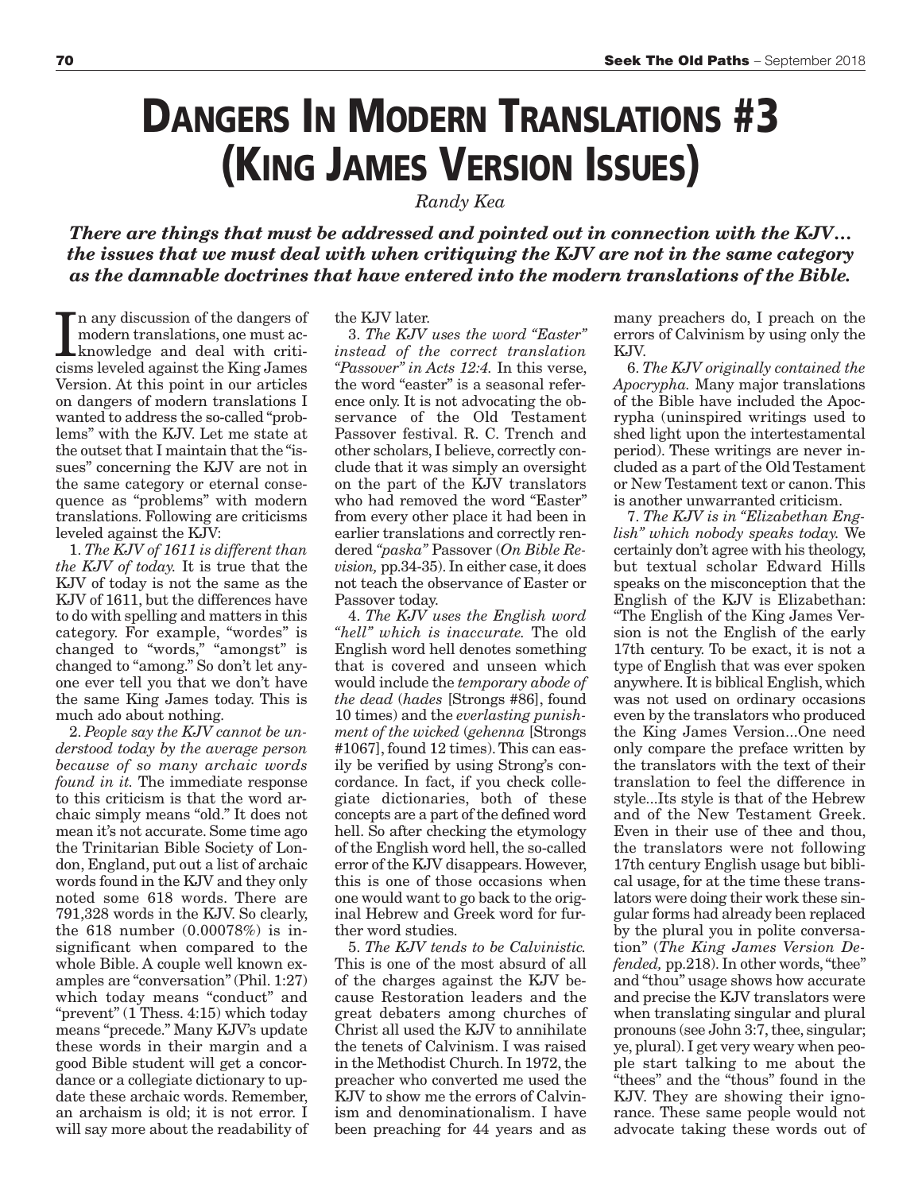# DANGERS IN MODERN TRANSLATIONS #3 (KING JAMES VERSION ISSUES)

*Randy Kea*

***There are things that must be addressed and pointed out in connection with the KJV… the issues that we must deal with when critiquing the KJV are not in the same category as the damnable doctrines that have entered into the modern translations of the Bible.***

In any discussion of the dangers of modern translations, one must acknowledge and deal with criticisms leveled against the King James Version. At this point in our articles on dangers of modern translations I wanted to address the so-called "problems" with the KJV. Let me state at the outset that I maintain that the "issues" concerning the KJV are not in the same category or eternal consequence as "problems" with modern translations. Following are criticisms leveled against the KJV:

1. *The KJV of 1611 is different than the KJV of today.* It is true that the KJV of today is not the same as the KJV of 1611, but the differences have to do with spelling and matters in this category. For example, "wordes" is changed to "words," "amongst" is changed to "among." So don't let anyone ever tell you that we don't have the same King James today. This is much ado about nothing.

2. *People say the KJV cannot be understood today by the average person because of so many archaic words found in it.* The immediate response to this criticism is that the word archaic simply means "old." It does not mean it's not accurate. Some time ago the Trinitarian Bible Society of London, England, put out a list of archaic words found in the KJV and they only noted some 618 words. There are 791,328 words in the KJV. So clearly, the 618 number (0.00078%) is insignificant when compared to the whole Bible. A couple well known examples are "conversation" (Phil. 1:27) which today means "conduct" and "prevent" (1 Thess. 4:15) which today means "precede." Many KJV's update these words in their margin and a good Bible student will get a concordance or a collegiate dictionary to update these archaic words. Remember, an archaism is old; it is not error. I will say more about the readability of the KJV later.

3. *The KJV uses the word "Easter" instead of the correct translation "Passover" in Acts 12:4.* In this verse, the word "easter" is a seasonal reference only. It is not advocating the observance of the Old Testament Passover festival. R. C. Trench and other scholars, I believe, correctly conclude that it was simply an oversight on the part of the KJV translators who had removed the word "Easter" from every other place it had been in earlier translations and correctly rendered *"paska"* Passover (*On Bible Revision,* pp.34-35). In either case, it does not teach the observance of Easter or Passover today.

4. *The KJV uses the English word "hell" which is inaccurate.* The old English word hell denotes something that is covered and unseen which would include the *temporary abode of the dead* (*hades* [Strongs #86], found 10 times) and the *everlasting punishment of the wicked* (*gehenna* [Strongs #1067], found 12 times). This can easily be verified by using Strong's concordance. In fact, if you check collegiate dictionaries, both of these concepts are a part of the defined word hell. So after checking the etymology of the English word hell, the so-called error of the KJV disappears. However, this is one of those occasions when one would want to go back to the original Hebrew and Greek word for further word studies.

5. *The KJV tends to be Calvinistic.* This is one of the most absurd of all of the charges against the KJV because Restoration leaders and the great debaters among churches of Christ all used the KJV to annihilate the tenets of Calvinism. I was raised in the Methodist Church. In 1972, the preacher who converted me used the KJV to show me the errors of Calvinism and denominationalism. I have been preaching for 44 years and as many preachers do, I preach on the errors of Calvinism by using only the KJV.

6. *The KJV originally contained the Apocrypha.* Many major translations of the Bible have included the Apocrypha (uninspired writings used to shed light upon the intertestamental period). These writings are never included as a part of the Old Testament or New Testament text or canon. This is another unwarranted criticism.

7. *The KJV is in "Elizabethan English" which nobody speaks today.* We certainly don't agree with his theology, but textual scholar Edward Hills speaks on the misconception that the English of the KJV is Elizabethan: "The English of the King James Version is not the English of the early 17th century. To be exact, it is not a type of English that was ever spoken anywhere. It is biblical English, which was not used on ordinary occasions even by the translators who produced the King James Version...One need only compare the preface written by the translators with the text of their translation to feel the difference in style...Its style is that of the Hebrew and of the New Testament Greek. Even in their use of thee and thou, the translators were not following 17th century English usage but biblical usage, for at the time these translators were doing their work these singular forms had already been replaced by the plural you in polite conversation" (*The King James Version Defended,* pp.218). In other words, "thee" and "thou" usage shows how accurate and precise the KJV translators were when translating singular and plural pronouns (see John 3:7, thee, singular; ye, plural). I get very weary when people start talking to me about the "thees" and the "thous" found in the KJV. They are showing their ignorance. These same people would not advocate taking these words out of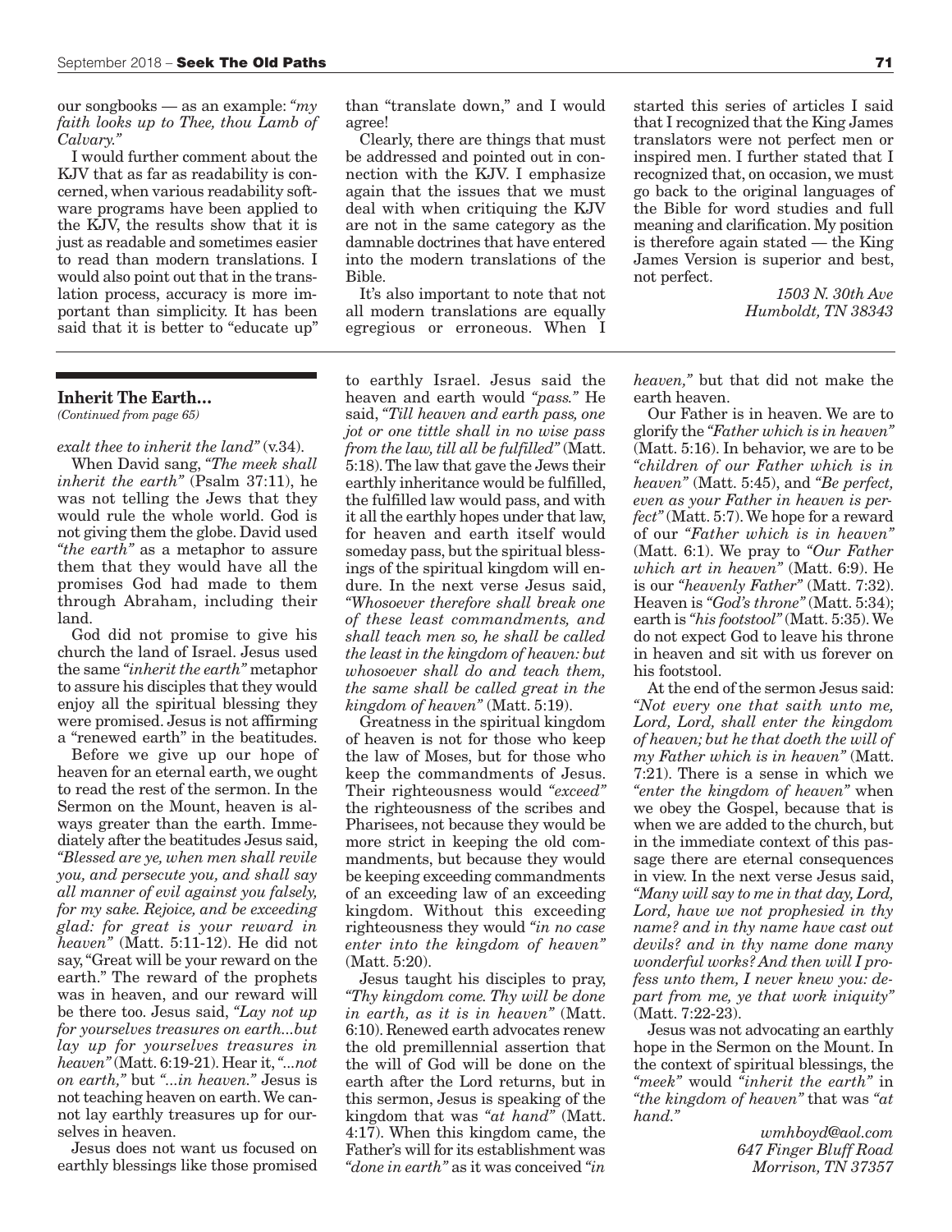our songbooks — as an example: *"my faith looks up to Thee, thou Lamb of Calvary."*

I would further comment about the KJV that as far as readability is concerned, when various readability software programs have been applied to the KJV, the results show that it is just as readable and sometimes easier to read than modern translations. I would also point out that in the translation process, accuracy is more important than simplicity. It has been said that it is better to "educate up" than "translate down," and I would agree!

Clearly, there are things that must be addressed and pointed out in connection with the KJV. I emphasize again that the issues that we must deal with when critiquing the KJV are not in the same category as the damnable doctrines that have entered into the modern translations of the Bible.

It's also important to note that not all modern translations are equally egregious or erroneous. When I started this series of articles I said that I recognized that the King James translators were not perfect men or inspired men. I further stated that I recognized that, on occasion, we must go back to the original languages of the Bible for word studies and full meaning and clarification. My position is therefore again stated — the King James Version is superior and best, not perfect.

*1503 N. 30th Ave*
*Humboldt, TN 38343*

---

### Inherit The Earth...

*(Continued from page 65)*

*exalt thee to inherit the land"* (v.34).

When David sang, *"The meek shall inherit the earth"* (Psalm 37:11), he was not telling the Jews that they would rule the whole world. God is not giving them the globe. David used *"the earth"* as a metaphor to assure them that they would have all the promises God had made to them through Abraham, including their land.

God did not promise to give his church the land of Israel. Jesus used the same *"inherit the earth"* metaphor to assure his disciples that they would enjoy all the spiritual blessing they were promised. Jesus is not affirming a "renewed earth" in the beatitudes.

Before we give up our hope of heaven for an eternal earth, we ought to read the rest of the sermon. In the Sermon on the Mount, heaven is always greater than the earth. Immediately after the beatitudes Jesus said, *"Blessed are ye, when men shall revile you, and persecute you, and shall say all manner of evil against you falsely, for my sake. Rejoice, and be exceeding glad: for great is your reward in heaven"* (Matt. 5:11-12). He did not say, "Great will be your reward on the earth." The reward of the prophets was in heaven, and our reward will be there too. Jesus said, *"Lay not up for yourselves treasures on earth...but lay up for yourselves treasures in heaven"* (Matt. 6:19-21). Hear it, *"...not on earth,"* but *"...in heaven."* Jesus is not teaching heaven on earth. We cannot lay earthly treasures up for ourselves in heaven.

Jesus does not want us focused on earthly blessings like those promised to earthly Israel. Jesus said the heaven and earth would *"pass."* He said, *"Till heaven and earth pass, one jot or one tittle shall in no wise pass from the law, till all be fulfilled"* (Matt. 5:18). The law that gave the Jews their earthly inheritance would be fulfilled, the fulfilled law would pass, and with it all the earthly hopes under that law, for heaven and earth itself would someday pass, but the spiritual blessings of the spiritual kingdom will endure. In the next verse Jesus said, *"Whosoever therefore shall break one of these least commandments, and shall teach men so, he shall be called the least in the kingdom of heaven: but whosoever shall do and teach them, the same shall be called great in the kingdom of heaven"* (Matt. 5:19).

Greatness in the spiritual kingdom of heaven is not for those who keep the law of Moses, but for those who keep the commandments of Jesus. Their righteousness would *"exceed"* the righteousness of the scribes and Pharisees, not because they would be more strict in keeping the old commandments, but because they would be keeping exceeding commandments of an exceeding law of an exceeding kingdom. Without this exceeding righteousness they would *"in no case enter into the kingdom of heaven"* (Matt. 5:20).

Jesus taught his disciples to pray, *"Thy kingdom come. Thy will be done in earth, as it is in heaven"* (Matt. 6:10). Renewed earth advocates renew the old premillennial assertion that the will of God will be done on the earth after the Lord returns, but in this sermon, Jesus is speaking of the kingdom that was *"at hand"* (Matt. 4:17). When this kingdom came, the Father's will for its establishment was *"done in earth"* as it was conceived *"in heaven,"* but that did not make the earth heaven.

Our Father is in heaven. We are to glorify the *"Father which is in heaven"* (Matt. 5:16). In behavior, we are to be *"children of our Father which is in heaven"* (Matt. 5:45), and *"Be perfect, even as your Father in heaven is perfect"* (Matt. 5:7). We hope for a reward of our *"Father which is in heaven"* (Matt. 6:1). We pray to *"Our Father which art in heaven"* (Matt. 6:9). He is our *"heavenly Father"* (Matt. 7:32). Heaven is *"God's throne"* (Matt. 5:34); earth is *"his footstool"* (Matt. 5:35). We do not expect God to leave his throne in heaven and sit with us forever on his footstool.

At the end of the sermon Jesus said: *"Not every one that saith unto me, Lord, Lord, shall enter the kingdom of heaven; but he that doeth the will of my Father which is in heaven"* (Matt. 7:21). There is a sense in which we *"enter the kingdom of heaven"* when we obey the Gospel, because that is when we are added to the church, but in the immediate context of this passage there are eternal consequences in view. In the next verse Jesus said, *"Many will say to me in that day, Lord, Lord, have we not prophesied in thy name? and in thy name have cast out devils? and in thy name done many wonderful works? And then will I profess unto them, I never knew you: depart from me, ye that work iniquity"* (Matt. 7:22-23).

Jesus was not advocating an earthly hope in the Sermon on the Mount. In the context of spiritual blessings, the *"meek"* would *"inherit the earth"* in *"the kingdom of heaven"* that was *"at hand."*

*wmhboyd@aol.com*
*647 Finger Bluff Road*
*Morrison, TN 37357*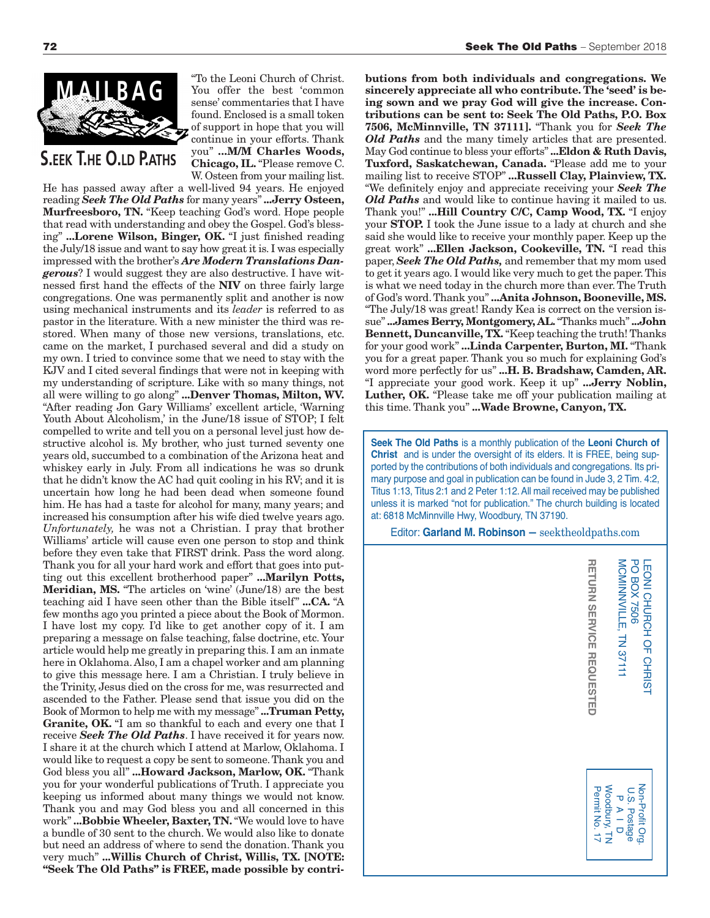# MAILBAG

## S.EEK T.HE O.LD P.ATHS

"To the Leoni Church of Christ. You offer the best 'common sense' commentaries that I have found. Enclosed is a small token of support in hope that you will continue in your efforts. Thank you" **...M/M Charles Woods, Chicago, IL.** "Please remove C. W. Osteen from your mailing list. He has passed away after a well-lived 94 years. He enjoyed reading ***Seek The Old Paths*** for many years" **...Jerry Osteen, Murfreesboro, TN.** "Keep teaching God's word. Hope people that read with understanding and obey the Gospel. God's blessing" **...Lorene Wilson, Binger, OK.** "I just finished reading the July/18 issue and want to say how great it is. I was especially impressed with the brother's ***Are Modern Translations Dangerous***? I would suggest they are also destructive. I have witnessed first hand the effects of the **NIV** on three fairly large congregations. One was permanently split and another is now using mechanical instruments and its *leader* is referred to as pastor in the literature. With a new minister the third was restored. When many of those new versions, translations, etc. came on the market, I purchased several and did a study on my own. I tried to convince some that we need to stay with the KJV and I cited several findings that were not in keeping with my understanding of scripture. Like with so many things, not all were willing to go along" **...Denver Thomas, Milton, WV.** "After reading Jon Gary Williams' excellent article, 'Warning Youth About Alcoholism,' in the June/18 issue of STOP; I felt compelled to write and tell you on a personal level just how destructive alcohol is. My brother, who just turned seventy one years old, succumbed to a combination of the Arizona heat and whiskey early in July. From all indications he was so drunk that he didn't know the AC had quit cooling in his RV; and it is uncertain how long he had been dead when someone found him. He has had a taste for alcohol for many, many years; and increased his consumption after his wife died twelve years ago. *Unfortunately,* he was not a Christian. I pray that brother Williams' article will cause even one person to stop and think before they even take that FIRST drink. Pass the word along. Thank you for all your hard work and effort that goes into putting out this excellent brotherhood paper" **...Marilyn Potts, Meridian, MS.** "The articles on 'wine' (June/18) are the best teaching aid I have seen other than the Bible itself" **...CA.** "A few months ago you printed a piece about the Book of Mormon. I have lost my copy. I'd like to get another copy of it. I am preparing a message on false teaching, false doctrine, etc. Your article would help me greatly in preparing this. I am an inmate here in Oklahoma. Also, I am a chapel worker and am planning to give this message here. I am a Christian. I truly believe in the Trinity, Jesus died on the cross for me, was resurrected and ascended to the Father. Please send that issue you did on the Book of Mormon to help me with my message" **...Truman Petty, Granite, OK.** "I am so thankful to each and every one that I receive ***Seek The Old Paths***. I have received it for years now. I share it at the church which I attend at Marlow, Oklahoma. I would like to request a copy be sent to someone. Thank you and God bless you all" **...Howard Jackson, Marlow, OK.** "Thank you for your wonderful publications of Truth. I appreciate you keeping us informed about many things we would not know. Thank you and may God bless you and all concerned in this work" **...Bobbie Wheeler, Baxter, TN.** "We would love to have a bundle of 30 sent to the church. We would also like to donate but need an address of where to send the donation. Thank you very much" **...Willis Church of Christ, Willis, TX. [NOTE: "Seek The Old Paths" is FREE, made possible by contributions from both individuals and congregations. We sincerely appreciate all who contribute. The 'seed' is being sown and we pray God will give the increase. Contributions can be sent to: Seek The Old Paths, P.O. Box 7506, McMinnville, TN 37111].** "Thank you for ***Seek The Old Paths*** and the many timely articles that are presented. May God continue to bless your efforts" **...Eldon & Ruth Davis, Tuxford, Saskatchewan, Canada.** "Please add me to your mailing list to receive STOP" **...Russell Clay, Plainview, TX.** "We definitely enjoy and appreciate receiving your ***Seek The Old Paths*** and would like to continue having it mailed to us. Thank you!" **...Hill Country C/C, Camp Wood, TX.** "I enjoy your **STOP.** I took the June issue to a lady at church and she said she would like to receive your monthly paper. Keep up the great work" **...Ellen Jackson, Cookeville, TN.** "I read this paper, ***Seek The Old Paths,*** and remember that my mom used to get it years ago. I would like very much to get the paper. This is what we need today in the church more than ever. The Truth of God's word. Thank you" **...Anita Johnson, Booneville, MS.** "The July/18 was great! Randy Kea is correct on the version issue" **...James Berry, Montgomery, AL.** "Thanks much" **...John Bennett, Duncanville, TX.** "Keep teaching the truth! Thanks for your good work" **...Linda Carpenter, Burton, MI.** "Thank you for a great paper. Thank you so much for explaining God's word more perfectly for us" **...H. B. Bradshaw, Camden, AR.** "I appreciate your good work. Keep it up" **...Jerry Noblin, Luther, OK.** "Please take me off your publication mailing at this time. Thank you" **...Wade Browne, Canyon, TX.**

---

**Seek The Old Paths** is a monthly publication of the **Leoni Church of Christ** and is under the oversight of its elders. It is FREE, being supported by the contributions of both individuals and congregations. Its primary purpose and goal in publication can be found in Jude 3, 2 Tim. 4:2, Titus 1:13, Titus 2:1 and 2 Peter 1:12. All mail received may be published unless it is marked "not for publication." The church building is located at: 6818 McMinnville Hwy, Woodbury, TN 37190.

Editor: **Garland M. Robinson —** seektheoldpaths.com

LEONI CHURCH OF CHRIST
PO BOX 7506
MCMINNVILLE, TN 37111

RETURN SERVICE REQUESTED

Non-Profit Org.
U.S. Postage
P A I D
Woodbury, TN
Permit No. 17